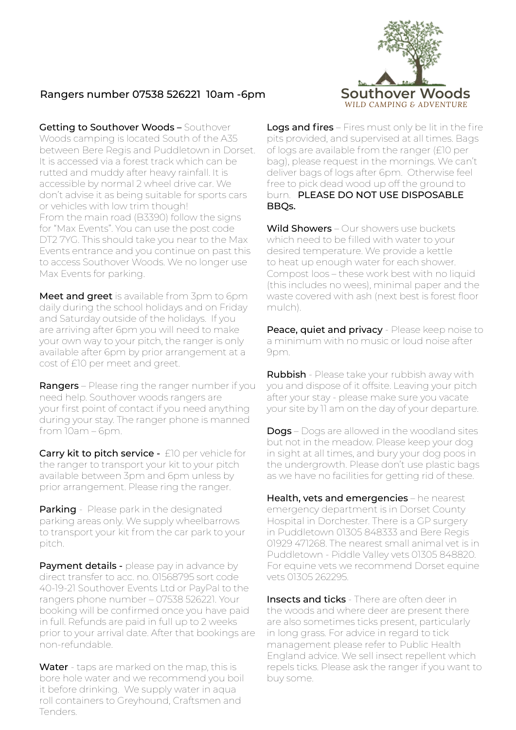Southover Woods
WILD CAMPING & ADVENTURE

Rangers number 07538 526221 10am -6pm

**Getting to Southover Woods** – Southover Woods camping is located South of the A35 between Bere Regis and Puddletown in Dorset. It is accessed via a forest track which can be rutted and muddy after heavy rainfall. It is accessible by normal 2 wheel drive car. We don't advise it as being suitable for sports cars or vehicles with low trim though!
From the main road (B3390) follow the signs for "Max Events". You can use the post code DT2 7YG. This should take you near to the Max Events entrance and you continue on past this to access Southover Woods. We no longer use Max Events for parking.

**Meet and greet** is available from 3pm to 6pm daily during the school holidays and on Friday and Saturday outside of the holidays. If you are arriving after 6pm you will need to make your own way to your pitch, the ranger is only available after 6pm by prior arrangement at a cost of £10 per meet and greet.

**Rangers** – Please ring the ranger number if you need help. Southover woods rangers are your first point of contact if you need anything during your stay. The ranger phone is manned from 10am – 6pm.

**Carry kit to pitch service -** £10 per vehicle for the ranger to transport your kit to your pitch available between 3pm and 6pm unless by prior arrangement. Please ring the ranger.

**Parking** - Please park in the designated parking areas only. We supply wheelbarrows to transport your kit from the car park to your pitch.

**Payment details -** please pay in advance by direct transfer to acc. no. 01568795 sort code 40-19-21 Southover Events Ltd or PayPal to the rangers phone number – 07538 526221. Your booking will be confirmed once you have paid in full. Refunds are paid in full up to 2 weeks prior to your arrival date. After that bookings are non-refundable.

**Water** - taps are marked on the map, this is bore hole water and we recommend you boil it before drinking. We supply water in aqua roll containers to Greyhound, Craftsmen and Tenders.

**Logs and fires** – Fires must only be lit in the fire pits provided, and supervised at all times. Bags of logs are available from the ranger (£10 per bag), please request in the mornings. We can't deliver bags of logs after 6pm. Otherwise feel free to pick dead wood up off the ground to burn. **PLEASE DO NOT USE DISPOSABLE BBQs.**

**Wild Showers** – Our showers use buckets which need to be filled with water to your desired temperature. We provide a kettle to heat up enough water for each shower. Compost loos – these work best with no liquid (this includes no wees), minimal paper and the waste covered with ash (next best is forest floor mulch).

**Peace, quiet and privacy** - Please keep noise to a minimum with no music or loud noise after 9pm.

**Rubbish** - Please take your rubbish away with you and dispose of it offsite. Leaving your pitch after your stay - please make sure you vacate your site by 11 am on the day of your departure.

**Dogs** – Dogs are allowed in the woodland sites but not in the meadow. Please keep your dog in sight at all times, and bury your dog poos in the undergrowth. Please don't use plastic bags as we have no facilities for getting rid of these.

**Health, vets and emergencies** – he nearest emergency department is in Dorset County Hospital in Dorchester. There is a GP surgery in Puddletown 01305 848333 and Bere Regis 01929 471268. The nearest small animal vet is in Puddletown - Piddle Valley vets 01305 848820. For equine vets we recommend Dorset equine vets 01305 262295.

**Insects and ticks** - There are often deer in the woods and where deer are present there are also sometimes ticks present, particularly in long grass. For advice in regard to tick management please refer to Public Health England advice. We sell insect repellent which repels ticks. Please ask the ranger if you want to buy some.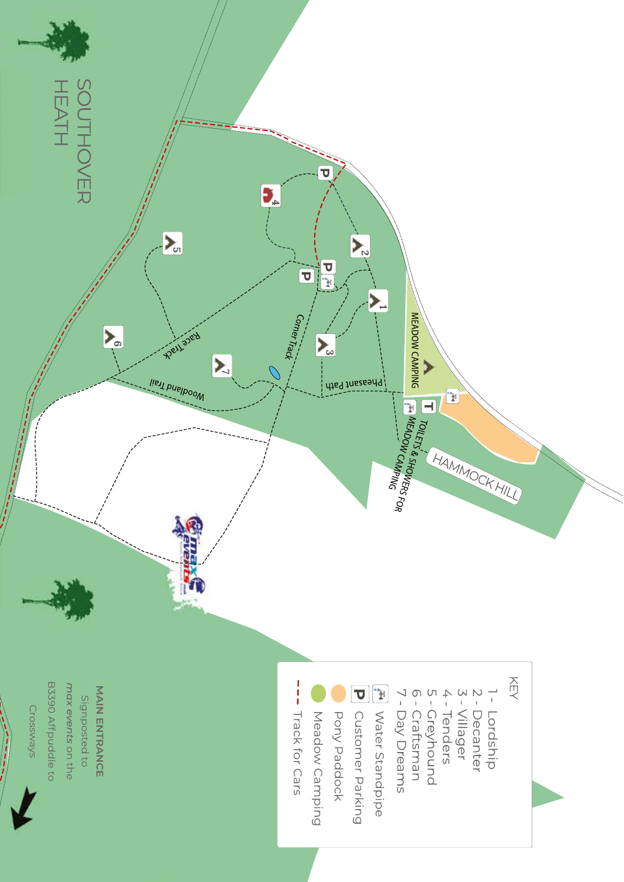SOUTHOVER HEATH

MEADOW CAMPING

Pheasant Path

Corner Track

Race Track

Woodland Trail

TOILETS & SHOWERS FOR MEADOW CAMPING

HAMMOCK HILL

**MAIN ENTRANCE**
Signposted to
*max events* on the
B3390 Affpuddle to
Crossways

KEY

1 - Lordship
2 - Decanter
3 - Villager
4 - Tenders
5 - Greyhound
6 - Craftsman
7 - Day Dreams

Water Standpipe
Customer Parking
Pony Paddock
Meadow Camping
Track for Cars